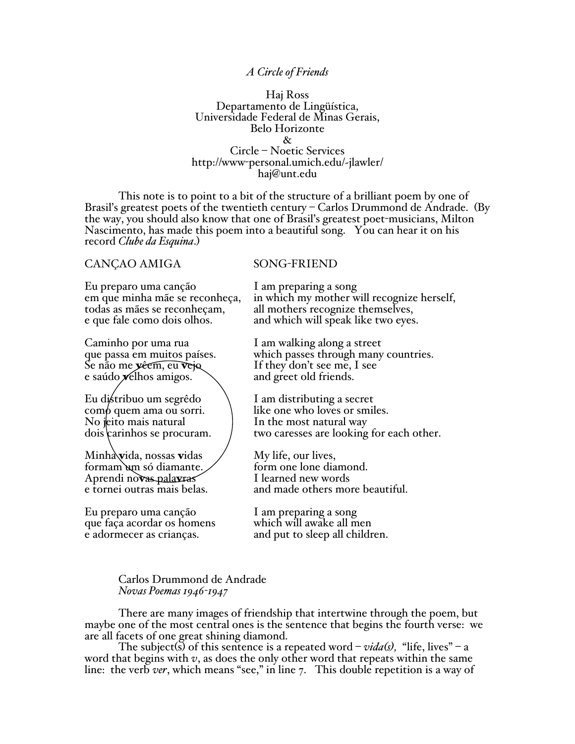*A Circle of Friends*

Haj Ross
Departamento de Lingüística,
Universidade Federal de Minas Gerais,
Belo Horizonte
&
Circle – Noetic Services
http://www-personal.umich.edu/~jlawler/
haj@unt.edu

This note is to point to a bit of the structure of a brilliant poem by one of Brasil's greatest poets of the twentieth century – Carlos Drummond de Andrade. (By the way, you should also know that one of Brasil's greatest poet-musicians, Milton Nascimento, has made this poem into a beautiful song. You can hear it on his record *Clube da Esquina*.)

| CANÇAO AMIGA | SONG-FRIEND |
|---|---|
| Eu preparo uma canção | I am preparing a song |
| em que minha mãe se reconheça, | in which my mother will recognize herself, |
| todas as mães se reconheçam, | all mothers recognize themselves, |
| e que fale como dois olhos. | and which will speak like two eyes. |
| | |
| Caminho por uma rua | I am walking along a street |
| que passa em muitos países. | which passes through many countries. |
| Se não me **v**êem, eu **v**ejo | If they don't see me, I see |
| e saúdo **v**elhos amigos. | and greet old friends. |
| | |
| Eu distribuo um segrêdo | I am distributing a secret |
| como quem ama ou sorri. | like one who loves or smiles. |
| No jeito mais natural | In the most natural way |
| dois carinhos se procuram. | two caresses are looking for each other. |
| | |
| Minha **v**ida, nossas **v**idas | My life, our lives, |
| formam um só diamante. | form one lone diamond. |
| Aprendi no**v**as pala**v**ras | I learned new words |
| e tornei outras mais belas. | and made others more beautiful. |
| | |
| Eu preparo uma canção | I am preparing a song |
| que faça acordar os homens | which will awake all men |
| e adormecer as crianças. | and put to sleep all children. |

Carlos Drummond de Andrade
*Novas Poemas 1946-1947*

There are many images of friendship that intertwine through the poem, but maybe one of the most central ones is the sentence that begins the fourth verse: we are all facets of one great shining diamond.

The subject(s) of this sentence is a repeated word – *vida(s),* "life, lives" – a word that begins with *v*, as does the only other word that repeats within the same line: the verb *ver*, which means "see," in line 7. This double repetition is a way of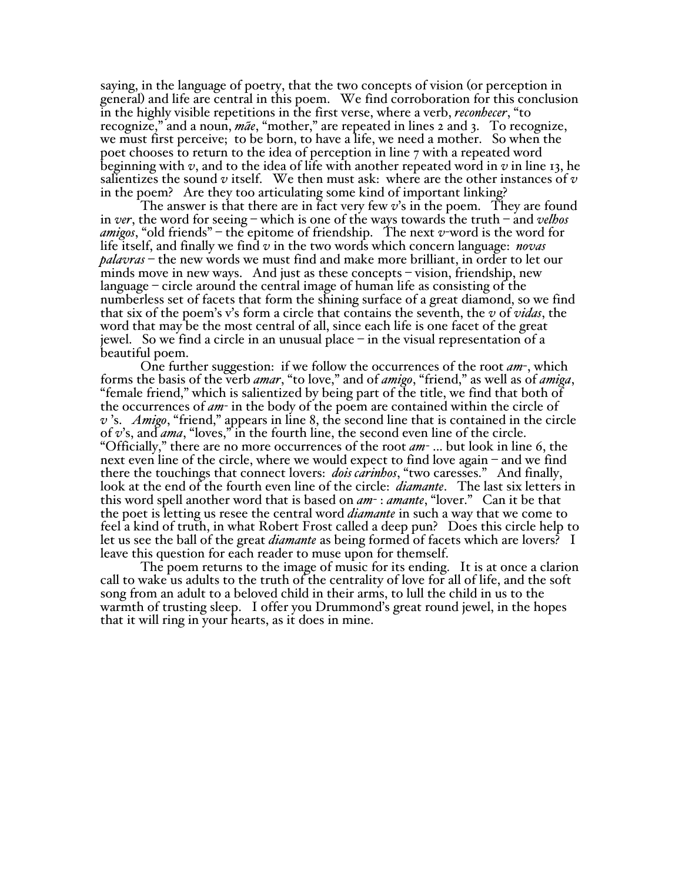saying, in the language of poetry, that the two concepts of vision (or perception in general) and life are central in this poem. We find corroboration for this conclusion in the highly visible repetitions in the first verse, where a verb, ***reconhecer***, "to recognize," and a noun, ***mãe***, "mother," are repeated in lines 2 and 3. To recognize, we must first perceive; to be born, to have a life, we need a mother. So when the poet chooses to return to the idea of perception in line 7 with a repeated word beginning with *v*, and to the idea of life with another repeated word in *v* in line 13, he salientizes the sound *v* itself. We then must ask: where are the other instances of *v* in the poem? Are they too articulating some kind of important linking?

The answer is that there are in fact very few *v*'s in the poem. They are found in *ver*, the word for seeing – which is one of the ways towards the truth – and *velhos amigos*, "old friends" – the epitome of friendship. The next *v*-word is the word for life itself, and finally we find *v* in the two words which concern language: *novas palavras* – the new words we must find and make more brilliant, in order to let our minds move in new ways. And just as these concepts – vision, friendship, new language – circle around the central image of human life as consisting of the numberless set of facets that form the shining surface of a great diamond, so we find that six of the poem's v's form a circle that contains the seventh, the *v* of *vidas*, the word that may be the most central of all, since each life is one facet of the great jewel. So we find a circle in an unusual place – in the visual representation of a beautiful poem.

One further suggestion: if we follow the occurrences of the root ***am-***, which forms the basis of the verb *amar*, "to love," and of *amigo*, "friend," as well as of *amiga*, "female friend," which is salientized by being part of the title, we find that both of the occurrences of *am-* in the body of the poem are contained within the circle of *v* 's. *Amigo*, "friend," appears in line 8, the second line that is contained in the circle of *v*'s, and *ama*, "loves," in the fourth line, the second even line of the circle. "Officially," there are no more occurrences of the root *am-* ... but look in line 6, the next even line of the circle, where we would expect to find love again – and we find there the touchings that connect lovers: *dois carinhos*, "two caresses." And finally, look at the end of the fourth even line of the circle: *diamante*. The last six letters in this word spell another word that is based on *am-* : *amante*, "lover." Can it be that the poet is letting us resee the central word *diamante* in such a way that we come to feel a kind of truth, in what Robert Frost called a deep pun? Does this circle help to let us see the ball of the great *diamante* as being formed of facets which are lovers? I leave this question for each reader to muse upon for themself.

The poem returns to the image of music for its ending. It is at once a clarion call to wake us adults to the truth of the centrality of love for all of life, and the soft song from an adult to a beloved child in their arms, to lull the child in us to the warmth of trusting sleep. I offer you Drummond's great round jewel, in the hopes that it will ring in your hearts, as it does in mine.